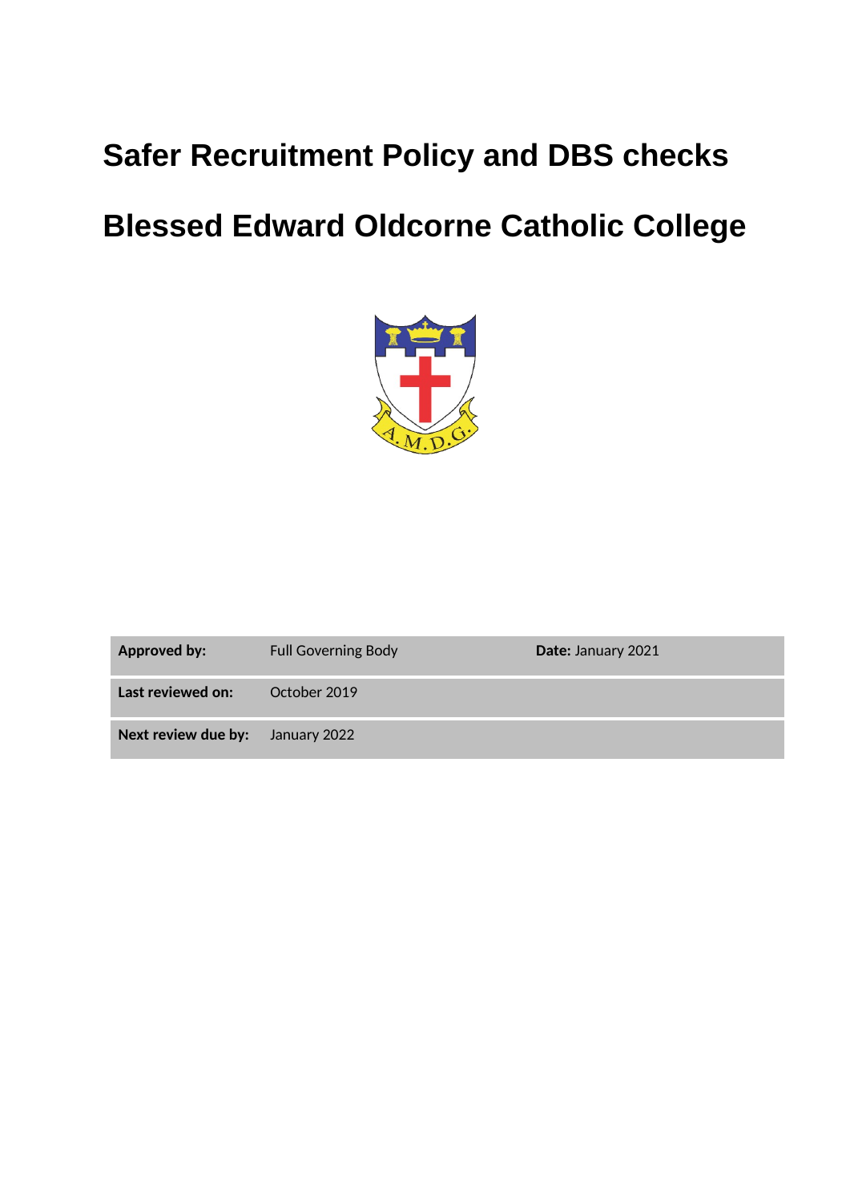# Safer Recruitment Policy and DBS checks

# Blessed Edward Oldcorne Catholic College

| | | |
|---|---|---|
| **Approved by:** | Full Governing Body | **Date:** January 2021 |
| **Last reviewed on:** | October 2019 | |
| **Next review due by:** | January 2022 | |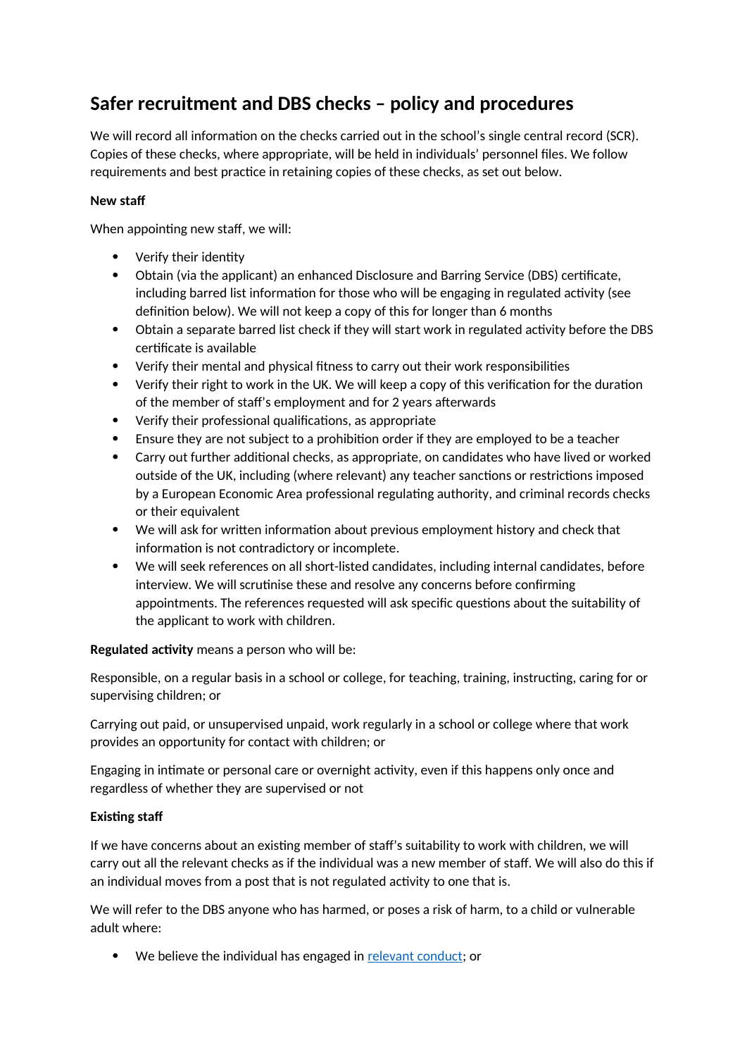## Safer recruitment and DBS checks – policy and procedures

We will record all information on the checks carried out in the school's single central record (SCR). Copies of these checks, where appropriate, will be held in individuals' personnel files. We follow requirements and best practice in retaining copies of these checks, as set out below.

**New staff**

When appointing new staff, we will:

- Verify their identity
- Obtain (via the applicant) an enhanced Disclosure and Barring Service (DBS) certificate, including barred list information for those who will be engaging in regulated activity (see definition below). We will not keep a copy of this for longer than 6 months
- Obtain a separate barred list check if they will start work in regulated activity before the DBS certificate is available
- Verify their mental and physical fitness to carry out their work responsibilities
- Verify their right to work in the UK. We will keep a copy of this verification for the duration of the member of staff's employment and for 2 years afterwards
- Verify their professional qualifications, as appropriate
- Ensure they are not subject to a prohibition order if they are employed to be a teacher
- Carry out further additional checks, as appropriate, on candidates who have lived or worked outside of the UK, including (where relevant) any teacher sanctions or restrictions imposed by a European Economic Area professional regulating authority, and criminal records checks or their equivalent
- We will ask for written information about previous employment history and check that information is not contradictory or incomplete.
- We will seek references on all short-listed candidates, including internal candidates, before interview. We will scrutinise these and resolve any concerns before confirming appointments. The references requested will ask specific questions about the suitability of the applicant to work with children.

**Regulated activity** means a person who will be:

Responsible, on a regular basis in a school or college, for teaching, training, instructing, caring for or supervising children; or

Carrying out paid, or unsupervised unpaid, work regularly in a school or college where that work provides an opportunity for contact with children; or

Engaging in intimate or personal care or overnight activity, even if this happens only once and regardless of whether they are supervised or not

**Existing staff**

If we have concerns about an existing member of staff's suitability to work with children, we will carry out all the relevant checks as if the individual was a new member of staff. We will also do this if an individual moves from a post that is not regulated activity to one that is.

We will refer to the DBS anyone who has harmed, or poses a risk of harm, to a child or vulnerable adult where:

- We believe the individual has engaged in relevant conduct; or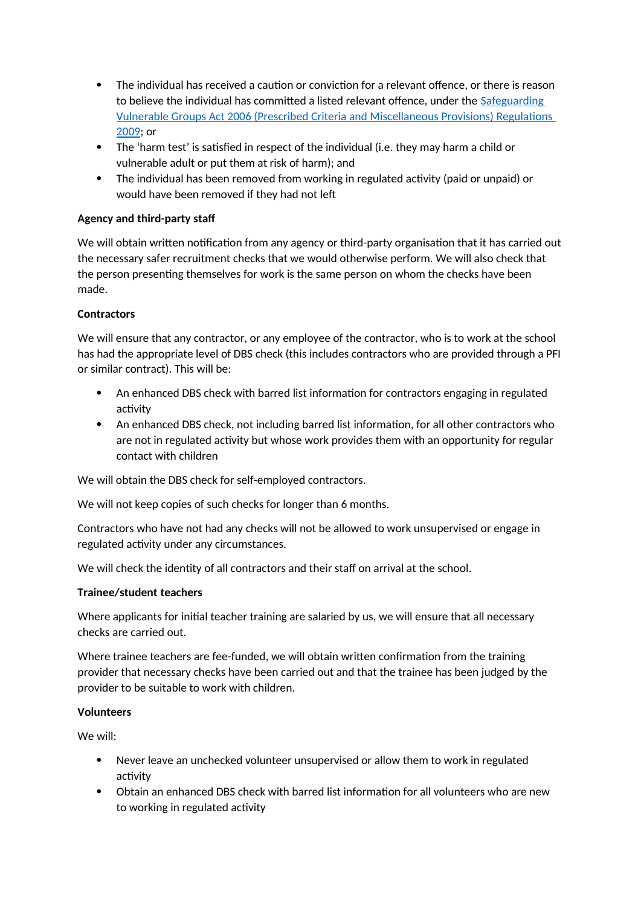- The individual has received a caution or conviction for a relevant offence, or there is reason to believe the individual has committed a listed relevant offence, under the [Safeguarding Vulnerable Groups Act 2006 (Prescribed Criteria and Miscellaneous Provisions) Regulations 2009](); or
- The 'harm test' is satisfied in respect of the individual (i.e. they may harm a child or vulnerable adult or put them at risk of harm); and
- The individual has been removed from working in regulated activity (paid or unpaid) or would have been removed if they had not left

**Agency and third-party staff**

We will obtain written notification from any agency or third-party organisation that it has carried out the necessary safer recruitment checks that we would otherwise perform. We will also check that the person presenting themselves for work is the same person on whom the checks have been made.

**Contractors**

We will ensure that any contractor, or any employee of the contractor, who is to work at the school has had the appropriate level of DBS check (this includes contractors who are provided through a PFI or similar contract). This will be:

- An enhanced DBS check with barred list information for contractors engaging in regulated activity
- An enhanced DBS check, not including barred list information, for all other contractors who are not in regulated activity but whose work provides them with an opportunity for regular contact with children

We will obtain the DBS check for self-employed contractors.

We will not keep copies of such checks for longer than 6 months.

Contractors who have not had any checks will not be allowed to work unsupervised or engage in regulated activity under any circumstances.

We will check the identity of all contractors and their staff on arrival at the school.

**Trainee/student teachers**

Where applicants for initial teacher training are salaried by us, we will ensure that all necessary checks are carried out.

Where trainee teachers are fee-funded, we will obtain written confirmation from the training provider that necessary checks have been carried out and that the trainee has been judged by the provider to be suitable to work with children.

**Volunteers**

We will:

- Never leave an unchecked volunteer unsupervised or allow them to work in regulated activity
- Obtain an enhanced DBS check with barred list information for all volunteers who are new to working in regulated activity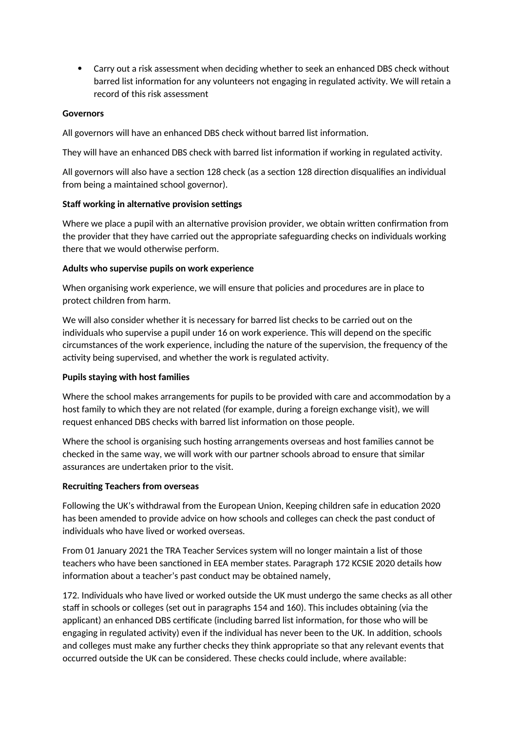- Carry out a risk assessment when deciding whether to seek an enhanced DBS check without barred list information for any volunteers not engaging in regulated activity. We will retain a record of this risk assessment

**Governors**

All governors will have an enhanced DBS check without barred list information.

They will have an enhanced DBS check with barred list information if working in regulated activity.

All governors will also have a section 128 check (as a section 128 direction disqualifies an individual from being a maintained school governor).

**Staff working in alternative provision settings**

Where we place a pupil with an alternative provision provider, we obtain written confirmation from the provider that they have carried out the appropriate safeguarding checks on individuals working there that we would otherwise perform.

**Adults who supervise pupils on work experience**

When organising work experience, we will ensure that policies and procedures are in place to protect children from harm.

We will also consider whether it is necessary for barred list checks to be carried out on the individuals who supervise a pupil under 16 on work experience. This will depend on the specific circumstances of the work experience, including the nature of the supervision, the frequency of the activity being supervised, and whether the work is regulated activity.

**Pupils staying with host families**

Where the school makes arrangements for pupils to be provided with care and accommodation by a host family to which they are not related (for example, during a foreign exchange visit), we will request enhanced DBS checks with barred list information on those people.

Where the school is organising such hosting arrangements overseas and host families cannot be checked in the same way, we will work with our partner schools abroad to ensure that similar assurances are undertaken prior to the visit.

**Recruiting Teachers from overseas**

Following the UK's withdrawal from the European Union, Keeping children safe in education 2020 has been amended to provide advice on how schools and colleges can check the past conduct of individuals who have lived or worked overseas.

From 01 January 2021 the TRA Teacher Services system will no longer maintain a list of those teachers who have been sanctioned in EEA member states. Paragraph 172 KCSIE 2020 details how information about a teacher's past conduct may be obtained namely,

172. Individuals who have lived or worked outside the UK must undergo the same checks as all other staff in schools or colleges (set out in paragraphs 154 and 160). This includes obtaining (via the applicant) an enhanced DBS certificate (including barred list information, for those who will be engaging in regulated activity) even if the individual has never been to the UK. In addition, schools and colleges must make any further checks they think appropriate so that any relevant events that occurred outside the UK can be considered. These checks could include, where available: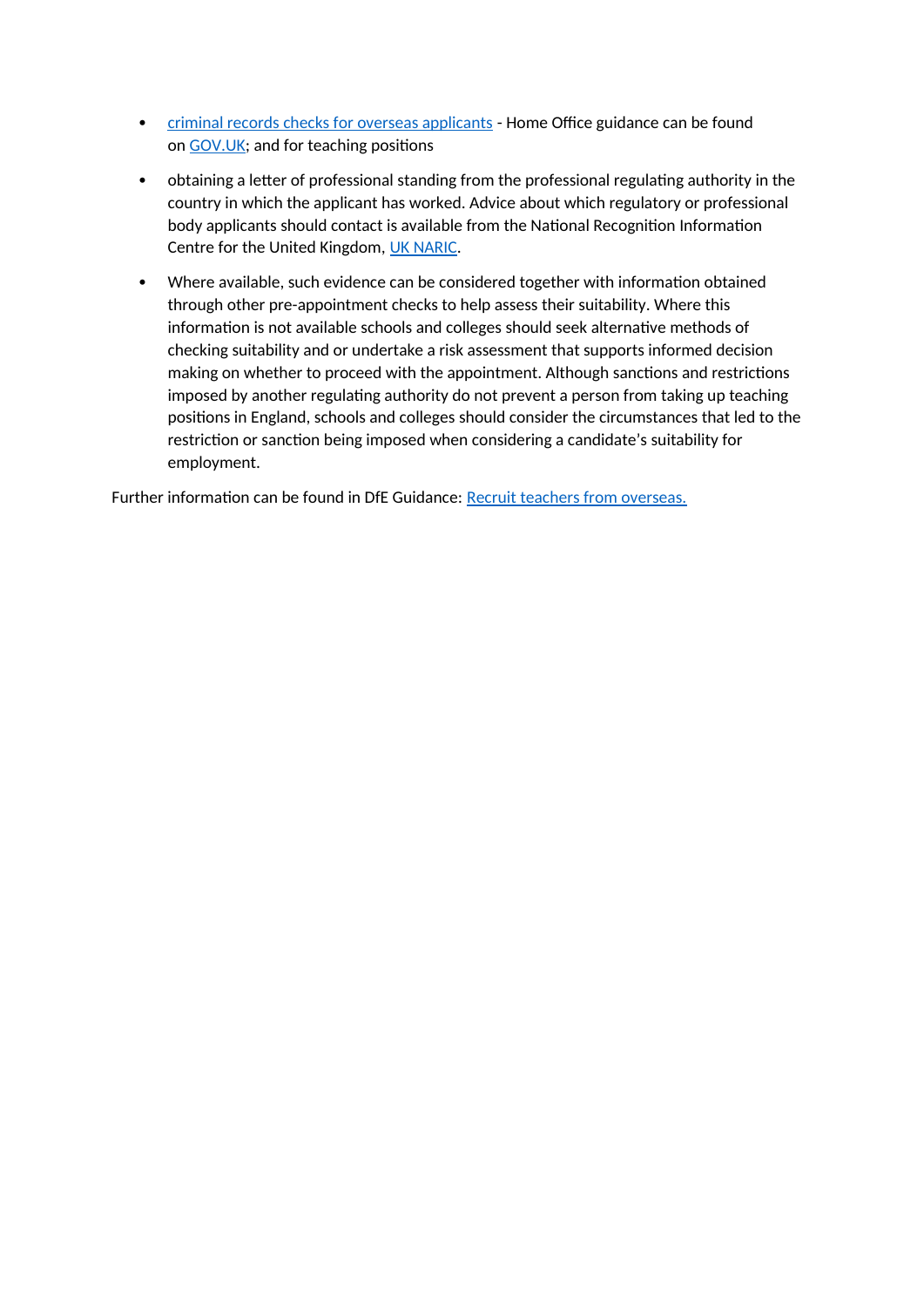- criminal records checks for overseas applicants - Home Office guidance can be found on GOV.UK; and for teaching positions
- obtaining a letter of professional standing from the professional regulating authority in the country in which the applicant has worked. Advice about which regulatory or professional body applicants should contact is available from the National Recognition Information Centre for the United Kingdom, UK NARIC.
- Where available, such evidence can be considered together with information obtained through other pre-appointment checks to help assess their suitability. Where this information is not available schools and colleges should seek alternative methods of checking suitability and or undertake a risk assessment that supports informed decision making on whether to proceed with the appointment. Although sanctions and restrictions imposed by another regulating authority do not prevent a person from taking up teaching positions in England, schools and colleges should consider the circumstances that led to the restriction or sanction being imposed when considering a candidate's suitability for employment.

Further information can be found in DfE Guidance: Recruit teachers from overseas.